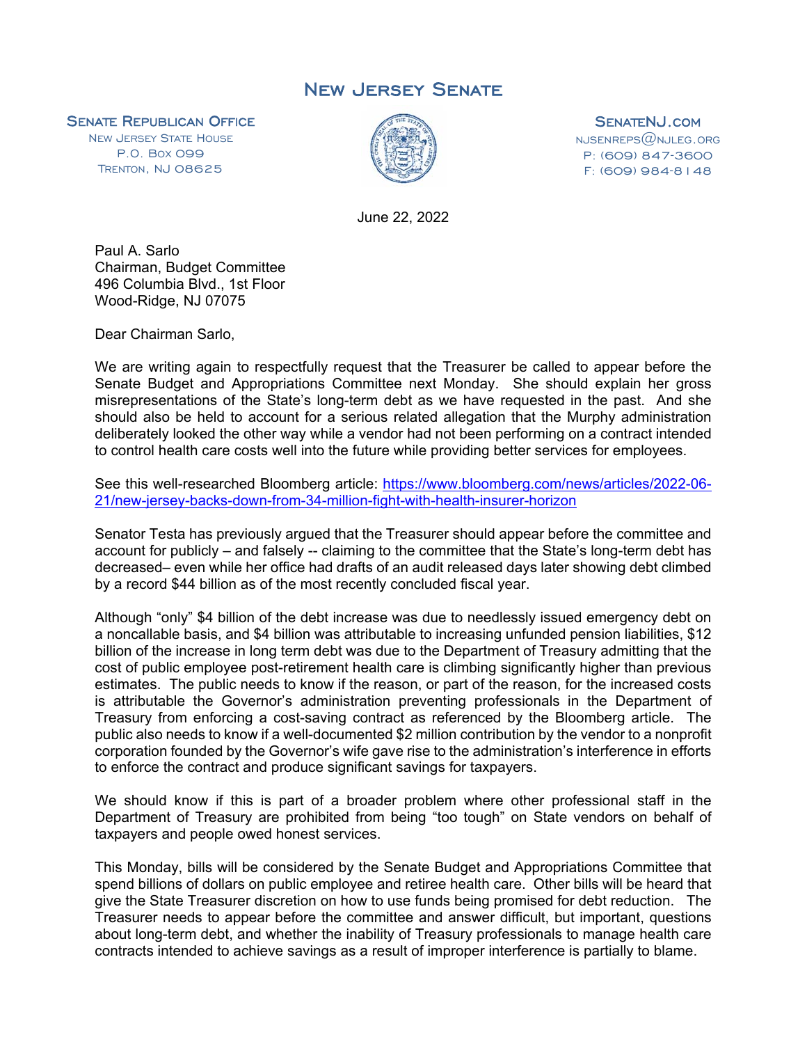# New Jersey Senate

**Senate Republican Office**
New Jersey State House
P.O. Box 099
Trenton, NJ 08625

**SenateNJ.com**
njsenreps@njleg.org
P: (609) 847-3600
F: (609) 984-8148

June 22, 2022

Paul A. Sarlo
Chairman, Budget Committee
496 Columbia Blvd., 1st Floor
Wood-Ridge, NJ 07075

Dear Chairman Sarlo,

We are writing again to respectfully request that the Treasurer be called to appear before the Senate Budget and Appropriations Committee next Monday. She should explain her gross misrepresentations of the State's long-term debt as we have requested in the past. And she should also be held to account for a serious related allegation that the Murphy administration deliberately looked the other way while a vendor had not been performing on a contract intended to control health care costs well into the future while providing better services for employees.

See this well-researched Bloomberg article: [https://www.bloomberg.com/news/articles/2022-06-21/new-jersey-backs-down-from-34-million-fight-with-health-insurer-horizon](https://www.bloomberg.com/news/articles/2022-06-21/new-jersey-backs-down-from-34-million-fight-with-health-insurer-horizon)

Senator Testa has previously argued that the Treasurer should appear before the committee and account for publicly – and falsely -- claiming to the committee that the State's long-term debt has decreased– even while her office had drafts of an audit released days later showing debt climbed by a record $44 billion as of the most recently concluded fiscal year.

Although "only" $4 billion of the debt increase was due to needlessly issued emergency debt on a noncallable basis, and $4 billion was attributable to increasing unfunded pension liabilities, $12 billion of the increase in long term debt was due to the Department of Treasury admitting that the cost of public employee post-retirement health care is climbing significantly higher than previous estimates. The public needs to know if the reason, or part of the reason, for the increased costs is attributable the Governor's administration preventing professionals in the Department of Treasury from enforcing a cost-saving contract as referenced by the Bloomberg article. The public also needs to know if a well-documented $2 million contribution by the vendor to a nonprofit corporation founded by the Governor's wife gave rise to the administration's interference in efforts to enforce the contract and produce significant savings for taxpayers.

We should know if this is part of a broader problem where other professional staff in the Department of Treasury are prohibited from being "too tough" on State vendors on behalf of taxpayers and people owed honest services.

This Monday, bills will be considered by the Senate Budget and Appropriations Committee that spend billions of dollars on public employee and retiree health care. Other bills will be heard that give the State Treasurer discretion on how to use funds being promised for debt reduction. The Treasurer needs to appear before the committee and answer difficult, but important, questions about long-term debt, and whether the inability of Treasury professionals to manage health care contracts intended to achieve savings as a result of improper interference is partially to blame.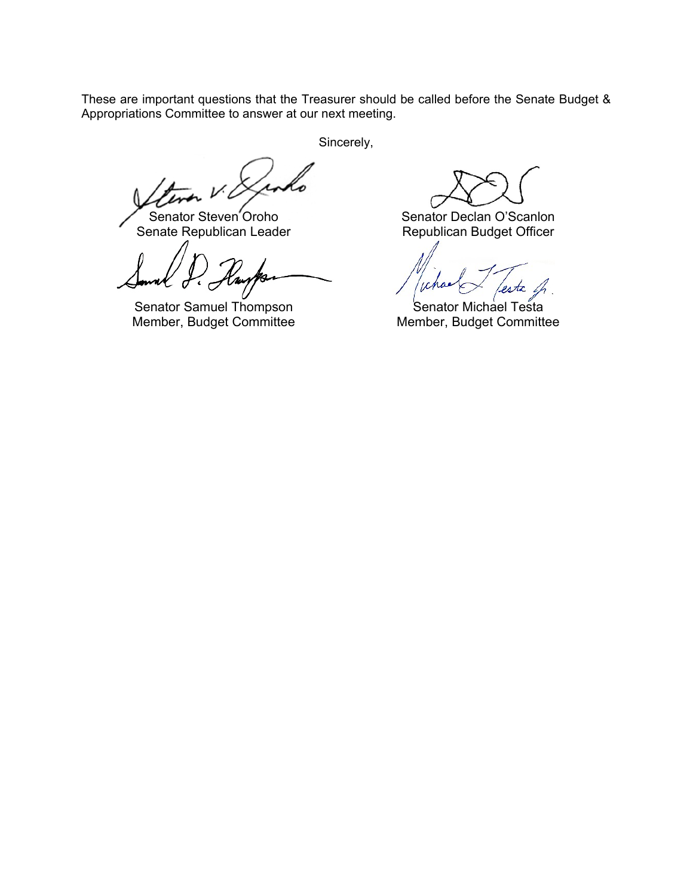These are important questions that the Treasurer should be called before the Senate Budget & Appropriations Committee to answer at our next meeting.

Sincerely,

Senator Steven Oroho
Senate Republican Leader

Senator Declan O'Scanlon
Republican Budget Officer

Senator Samuel Thompson
Member, Budget Committee

Senator Michael Testa
Member, Budget Committee